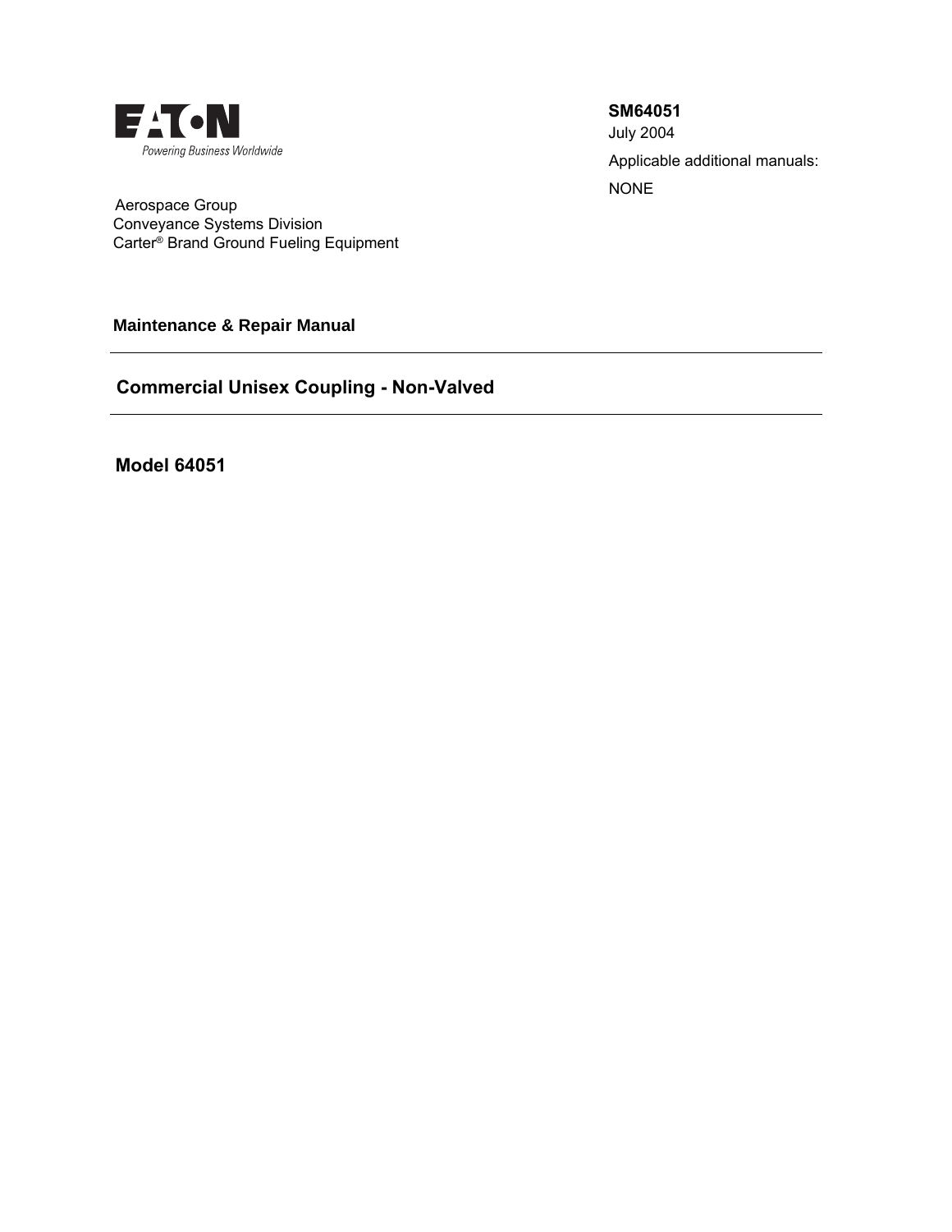EATON
Powering Business Worldwide

**SM64051**
July 2004
Applicable additional manuals:
NONE

Aerospace Group
Conveyance Systems Division
Carter® Brand Ground Fueling Equipment

**Maintenance & Repair Manual**

---

## Commercial Unisex Coupling - Non-Valved

---

## Model 64051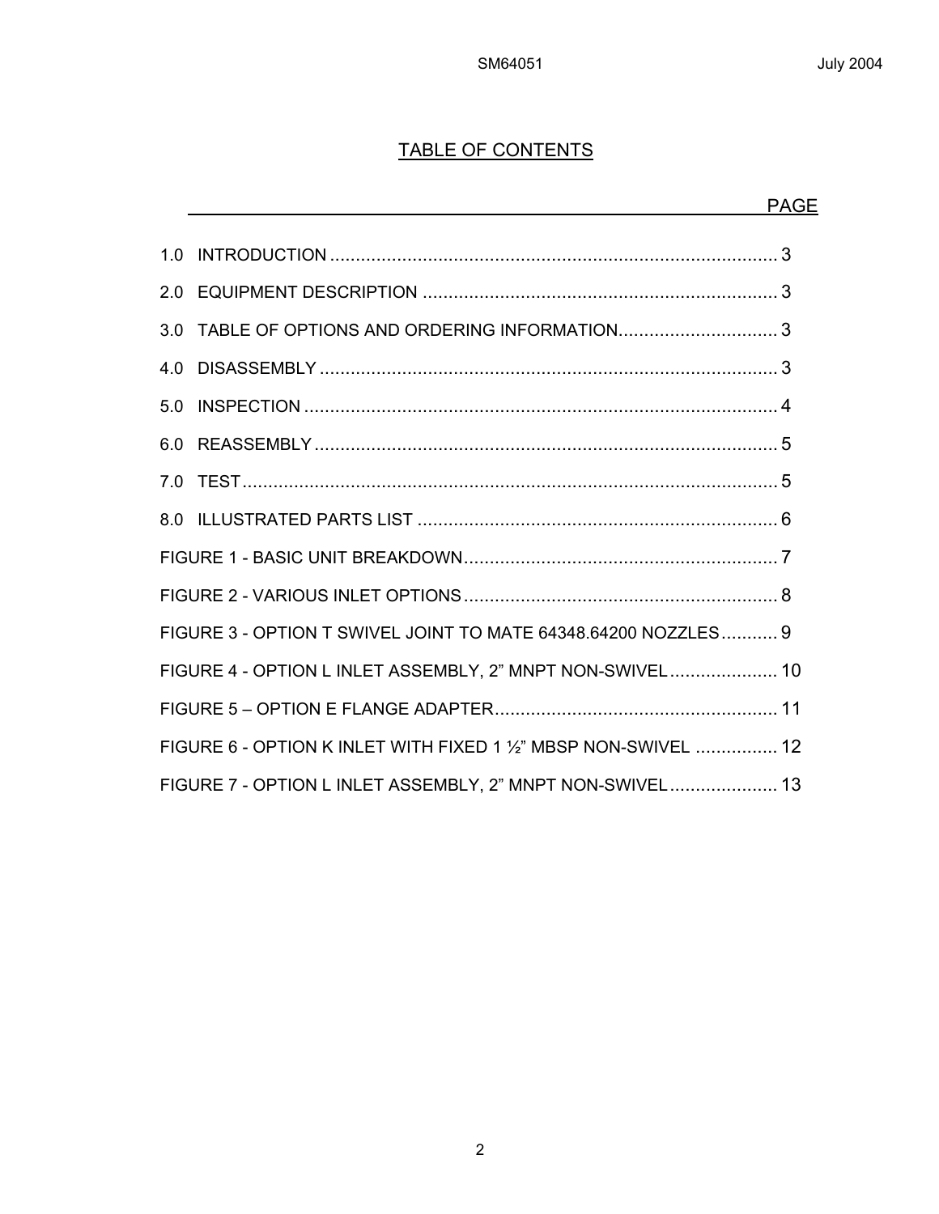# TABLE OF CONTENTS

| | PAGE |
|---|---|
| 1.0 INTRODUCTION | 3 |
| 2.0 EQUIPMENT DESCRIPTION | 3 |
| 3.0 TABLE OF OPTIONS AND ORDERING INFORMATION | 3 |
| 4.0 DISASSEMBLY | 3 |
| 5.0 INSPECTION | 4 |
| 6.0 REASSEMBLY | 5 |
| 7.0 TEST | 5 |
| 8.0 ILLUSTRATED PARTS LIST | 6 |
| FIGURE 1 - BASIC UNIT BREAKDOWN | 7 |
| FIGURE 2 - VARIOUS INLET OPTIONS | 8 |
| FIGURE 3 - OPTION T SWIVEL JOINT TO MATE 64348.64200 NOZZLES | 9 |
| FIGURE 4 - OPTION L INLET ASSEMBLY, 2" MNPT NON-SWIVEL | 10 |
| FIGURE 5 – OPTION E FLANGE ADAPTER | 11 |
| FIGURE 6 - OPTION K INLET WITH FIXED 1 ½" MBSP NON-SWIVEL | 12 |
| FIGURE 7 - OPTION L INLET ASSEMBLY, 2" MNPT NON-SWIVEL | 13 |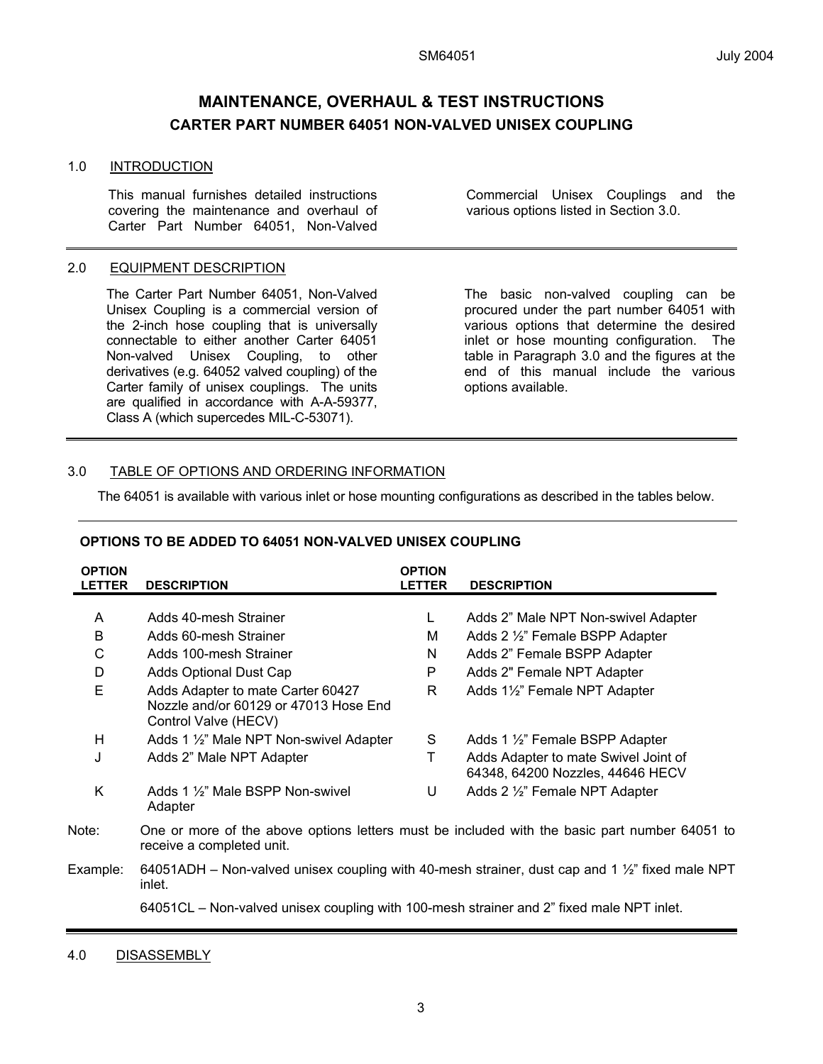# MAINTENANCE, OVERHAUL & TEST INSTRUCTIONS

## CARTER PART NUMBER 64051 NON-VALVED UNISEX COUPLING

### 1.0 INTRODUCTION

This manual furnishes detailed instructions covering the maintenance and overhaul of Carter Part Number 64051, Non-Valved Commercial Unisex Couplings and the various options listed in Section 3.0.

### 2.0 EQUIPMENT DESCRIPTION

The Carter Part Number 64051, Non-Valved Unisex Coupling is a commercial version of the 2-inch hose coupling that is universally connectable to either another Carter 64051 Non-valved Unisex Coupling, to other derivatives (e.g. 64052 valved coupling) of the Carter family of unisex couplings. The units are qualified in accordance with A-A-59377, Class A (which supercedes MIL-C-53071).

The basic non-valved coupling can be procured under the part number 64051 with various options that determine the desired inlet or hose mounting configuration. The table in Paragraph 3.0 and the figures at the end of this manual include the various options available.

### 3.0 TABLE OF OPTIONS AND ORDERING INFORMATION

The 64051 is available with various inlet or hose mounting configurations as described in the tables below.

**OPTIONS TO BE ADDED TO 64051 NON-VALVED UNISEX COUPLING**

| OPTION LETTER | DESCRIPTION | OPTION LETTER | DESCRIPTION |
|---|---|---|---|
| A | Adds 40-mesh Strainer | L | Adds 2" Male NPT Non-swivel Adapter |
| B | Adds 60-mesh Strainer | M | Adds 2 ½" Female BSPP Adapter |
| C | Adds 100-mesh Strainer | N | Adds 2" Female BSPP Adapter |
| D | Adds Optional Dust Cap | P | Adds 2" Female NPT Adapter |
| E | Adds Adapter to mate Carter 60427 Nozzle and/or 60129 or 47013 Hose End Control Valve (HECV) | R | Adds 1½" Female NPT Adapter |
| H | Adds 1 ½" Male NPT Non-swivel Adapter | S | Adds 1 ½" Female BSPP Adapter |
| J | Adds 2" Male NPT Adapter | T | Adds Adapter to mate Swivel Joint of 64348, 64200 Nozzles, 44646 HECV |
| K | Adds 1 ½" Male BSPP Non-swivel Adapter | U | Adds 2 ½" Female NPT Adapter |

Note: One or more of the above options letters must be included with the basic part number 64051 to receive a completed unit.

Example: 64051ADH – Non-valved unisex coupling with 40-mesh strainer, dust cap and 1 ½" fixed male NPT inlet.

64051CL – Non-valved unisex coupling with 100-mesh strainer and 2" fixed male NPT inlet.

### 4.0 DISASSEMBLY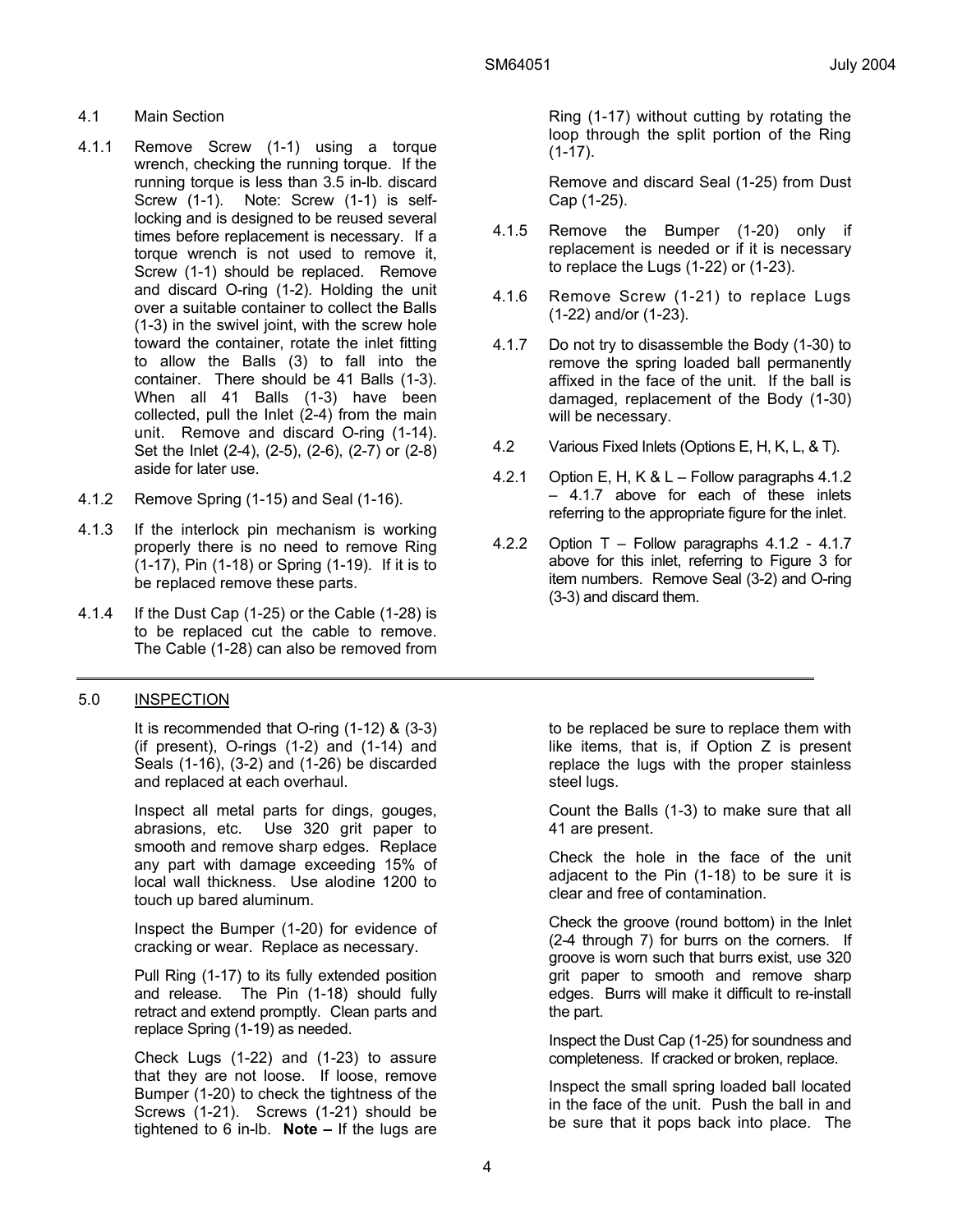4.1 Main Section

4.1.1 Remove Screw (1-1) using a torque wrench, checking the running torque. If the running torque is less than 3.5 in-lb. discard Screw (1-1). Note: Screw (1-1) is self-locking and is designed to be reused several times before replacement is necessary. If a torque wrench is not used to remove it, Screw (1-1) should be replaced. Remove and discard O-ring (1-2). Holding the unit over a suitable container to collect the Balls (1-3) in the swivel joint, with the screw hole toward the container, rotate the inlet fitting to allow the Balls (3) to fall into the container. There should be 41 Balls (1-3). When all 41 Balls (1-3) have been collected, pull the Inlet (2-4) from the main unit. Remove and discard O-ring (1-14). Set the Inlet (2-4), (2-5), (2-6), (2-7) or (2-8) aside for later use.

4.1.2 Remove Spring (1-15) and Seal (1-16).

4.1.3 If the interlock pin mechanism is working properly there is no need to remove Ring (1-17), Pin (1-18) or Spring (1-19). If it is to be replaced remove these parts.

4.1.4 If the Dust Cap (1-25) or the Cable (1-28) is to be replaced cut the cable to remove. The Cable (1-28) can also be removed from Ring (1-17) without cutting by rotating the loop through the split portion of the Ring (1-17).

Remove and discard Seal (1-25) from Dust Cap (1-25).

4.1.5 Remove the Bumper (1-20) only if replacement is needed or if it is necessary to replace the Lugs (1-22) or (1-23).

4.1.6 Remove Screw (1-21) to replace Lugs (1-22) and/or (1-23).

4.1.7 Do not try to disassemble the Body (1-30) to remove the spring loaded ball permanently affixed in the face of the unit. If the ball is damaged, replacement of the Body (1-30) will be necessary.

4.2 Various Fixed Inlets (Options E, H, K, L, & T).

4.2.1 Option E, H, K & L – Follow paragraphs 4.1.2 – 4.1.7 above for each of these inlets referring to the appropriate figure for the inlet.

4.2.2 Option T – Follow paragraphs 4.1.2 - 4.1.7 above for this inlet, referring to Figure 3 for item numbers. Remove Seal (3-2) and O-ring (3-3) and discard them.

## 5.0 INSPECTION

It is recommended that O-ring (1-12) & (3-3) (if present), O-rings (1-2) and (1-14) and Seals (1-16), (3-2) and (1-26) be discarded and replaced at each overhaul.

Inspect all metal parts for dings, gouges, abrasions, etc. Use 320 grit paper to smooth and remove sharp edges. Replace any part with damage exceeding 15% of local wall thickness. Use alodine 1200 to touch up bared aluminum.

Inspect the Bumper (1-20) for evidence of cracking or wear. Replace as necessary.

Pull Ring (1-17) to its fully extended position and release. The Pin (1-18) should fully retract and extend promptly. Clean parts and replace Spring (1-19) as needed.

Check Lugs (1-22) and (1-23) to assure that they are not loose. If loose, remove Bumper (1-20) to check the tightness of the Screws (1-21). Screws (1-21) should be tightened to 6 in-lb. **Note –** If the lugs are to be replaced be sure to replace them with like items, that is, if Option Z is present replace the lugs with the proper stainless steel lugs.

Count the Balls (1-3) to make sure that all 41 are present.

Check the hole in the face of the unit adjacent to the Pin (1-18) to be sure it is clear and free of contamination.

Check the groove (round bottom) in the Inlet (2-4 through 7) for burrs on the corners. If groove is worn such that burrs exist, use 320 grit paper to smooth and remove sharp edges. Burrs will make it difficult to re-install the part.

Inspect the Dust Cap (1-25) for soundness and completeness. If cracked or broken, replace.

Inspect the small spring loaded ball located in the face of the unit. Push the ball in and be sure that it pops back into place. The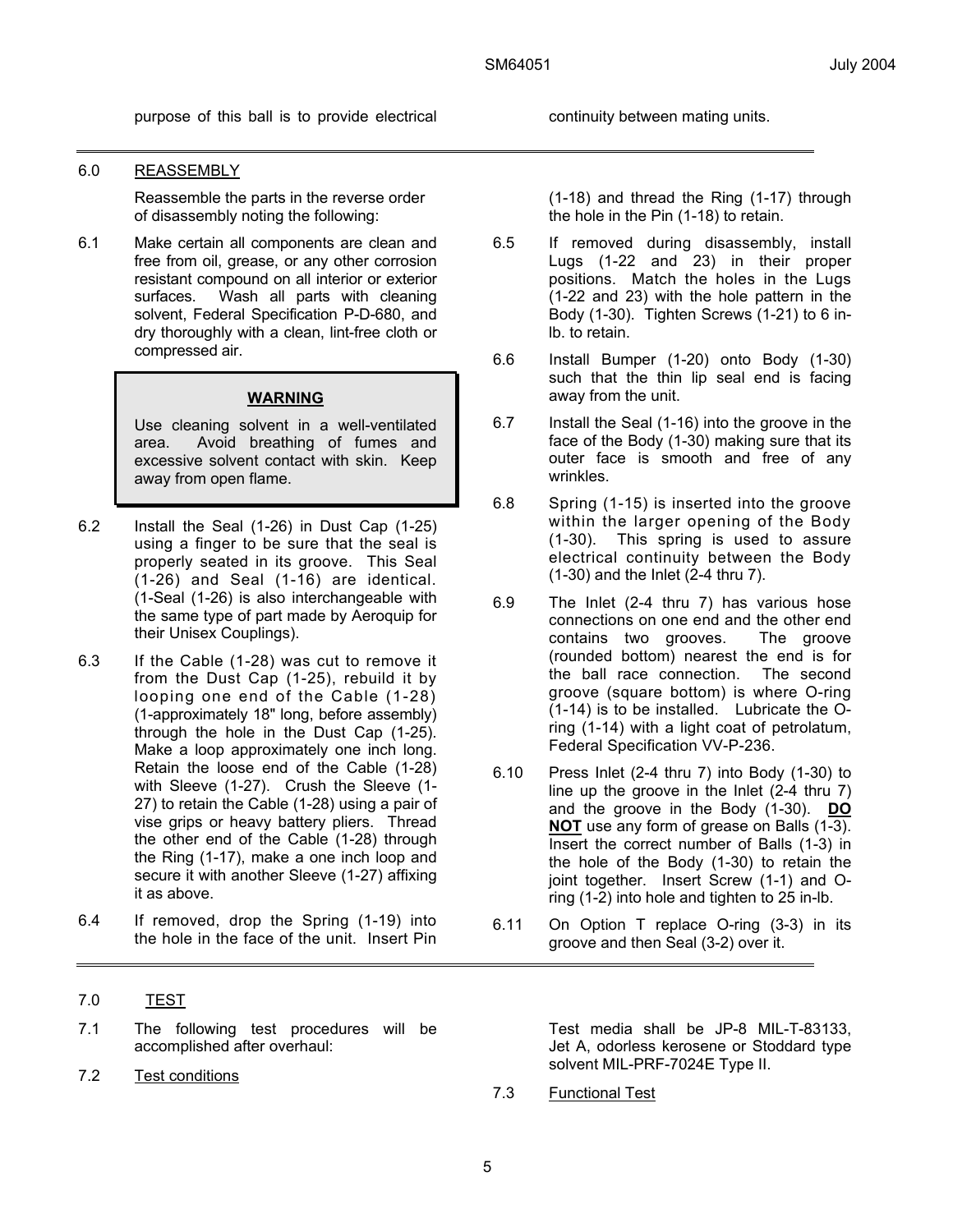purpose of this ball is to provide electrical continuity between mating units.

## 6.0 REASSEMBLY

Reassemble the parts in the reverse order of disassembly noting the following:

6.1 Make certain all components are clean and free from oil, grease, or any other corrosion resistant compound on all interior or exterior surfaces. Wash all parts with cleaning solvent, Federal Specification P-D-680, and dry thoroughly with a clean, lint-free cloth or compressed air.

> **WARNING**
>
> Use cleaning solvent in a well-ventilated area. Avoid breathing of fumes and excessive solvent contact with skin. Keep away from open flame.

6.2 Install the Seal (1-26) in Dust Cap (1-25) using a finger to be sure that the seal is properly seated in its groove. This Seal (1-26) and Seal (1-16) are identical. (1-Seal (1-26) is also interchangeable with the same type of part made by Aeroquip for their Unisex Couplings).

6.3 If the Cable (1-28) was cut to remove it from the Dust Cap (1-25), rebuild it by looping one end of the Cable (1-28) (1-approximately 18" long, before assembly) through the hole in the Dust Cap (1-25). Make a loop approximately one inch long. Retain the loose end of the Cable (1-28) with Sleeve (1-27). Crush the Sleeve (1-27) to retain the Cable (1-28) using a pair of vise grips or heavy battery pliers. Thread the other end of the Cable (1-28) through the Ring (1-17), make a one inch loop and secure it with another Sleeve (1-27) affixing it as above.

6.4 If removed, drop the Spring (1-19) into the hole in the face of the unit. Insert Pin (1-18) and thread the Ring (1-17) through the hole in the Pin (1-18) to retain.

6.5 If removed during disassembly, install Lugs (1-22 and 23) in their proper positions. Match the holes in the Lugs (1-22 and 23) with the hole pattern in the Body (1-30). Tighten Screws (1-21) to 6 in-lb. to retain.

6.6 Install Bumper (1-20) onto Body (1-30) such that the thin lip seal end is facing away from the unit.

6.7 Install the Seal (1-16) into the groove in the face of the Body (1-30) making sure that its outer face is smooth and free of any wrinkles.

6.8 Spring (1-15) is inserted into the groove within the larger opening of the Body (1-30). This spring is used to assure electrical continuity between the Body (1-30) and the Inlet (2-4 thru 7).

6.9 The Inlet (2-4 thru 7) has various hose connections on one end and the other end contains two grooves. The groove (rounded bottom) nearest the end is for the ball race connection. The second groove (square bottom) is where O-ring (1-14) is to be installed. Lubricate the O-ring (1-14) with a light coat of petrolatum, Federal Specification VV-P-236.

6.10 Press Inlet (2-4 thru 7) into Body (1-30) to line up the groove in the Inlet (2-4 thru 7) and the groove in the Body (1-30). **<u>DO NOT</u>** use any form of grease on Balls (1-3). Insert the correct number of Balls (1-3) in the hole of the Body (1-30) to retain the joint together. Insert Screw (1-1) and O-ring (1-2) into hole and tighten to 25 in-lb.

6.11 On Option T replace O-ring (3-3) in its groove and then Seal (3-2) over it.

## 7.0 TEST

7.1 The following test procedures will be accomplished after overhaul:

7.2 <u>Test conditions</u>

Test media shall be JP-8 MIL-T-83133, Jet A, odorless kerosene or Stoddard type solvent MIL-PRF-7024E Type II.

7.3 <u>Functional Test</u>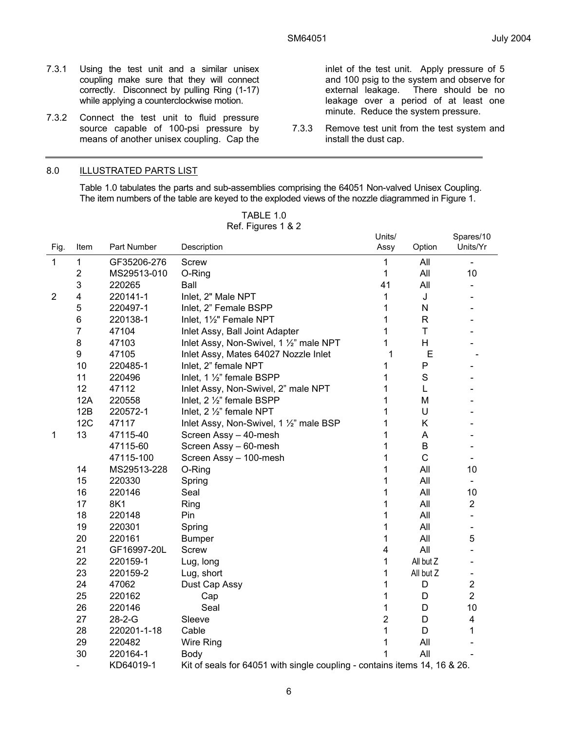7.3.1 Using the test unit and a similar unisex coupling make sure that they will connect correctly. Disconnect by pulling Ring (1-17) while applying a counterclockwise motion.

7.3.2 Connect the test unit to fluid pressure source capable of 100-psi pressure by means of another unisex coupling. Cap the inlet of the test unit. Apply pressure of 5 and 100 psig to the system and observe for external leakage. There should be no leakage over a period of at least one minute. Reduce the system pressure.

7.3.3 Remove test unit from the test system and install the dust cap.

## 8.0 ILLUSTRATED PARTS LIST

Table 1.0 tabulates the parts and sub-assemblies comprising the 64051 Non-valved Unisex Coupling. The item numbers of the table are keyed to the exploded views of the nozzle diagrammed in Figure 1.

TABLE 1.0
Ref. Figures 1 & 2

| Fig. | Item | Part Number | Description | Units/ Assy | Option | Spares/10 Units/Yr |
|---|---|---|---|---|---|---|
| 1 | 1 | GF35206-276 | Screw | 1 | All | - |
| | 2 | MS29513-010 | O-Ring | 1 | All | 10 |
| | 3 | 220265 | Ball | 41 | All | - |
| 2 | 4 | 220141-1 | Inlet, 2" Male NPT | 1 | J | - |
| | 5 | 220497-1 | Inlet, 2" Female BSPP | 1 | N | - |
| | 6 | 220138-1 | Inlet, 1½" Female NPT | 1 | R | - |
| | 7 | 47104 | Inlet Assy, Ball Joint Adapter | 1 | T | - |
| | 8 | 47103 | Inlet Assy, Non-Swivel, 1 ½" male NPT | 1 | H | - |
| | 9 | 47105 | Inlet Assy, Mates 64027 Nozzle Inlet | 1 | E | - |
| | 10 | 220485-1 | Inlet, 2" female NPT | 1 | P | - |
| | 11 | 220496 | Inlet, 1 ½" female BSPP | 1 | S | - |
| | 12 | 47112 | Inlet Assy, Non-Swivel, 2" male NPT | 1 | L | - |
| | 12A | 220558 | Inlet, 2 ½" female BSPP | 1 | M | - |
| | 12B | 220572-1 | Inlet, 2 ½" female NPT | 1 | U | - |
| | 12C | 47117 | Inlet Assy, Non-Swivel, 1 ½" male BSP | 1 | K | - |
| 1 | 13 | 47115-40 | Screen Assy – 40-mesh | 1 | A | - |
| | | 47115-60 | Screen Assy – 60-mesh | 1 | B | - |
| | | 47115-100 | Screen Assy – 100-mesh | 1 | C | - |
| | 14 | MS29513-228 | O-Ring | 1 | All | 10 |
| | 15 | 220330 | Spring | 1 | All | - |
| | 16 | 220146 | Seal | 1 | All | 10 |
| | 17 | 8K1 | Ring | 1 | All | 2 |
| | 18 | 220148 | Pin | 1 | All | - |
| | 19 | 220301 | Spring | 1 | All | - |
| | 20 | 220161 | Bumper | 1 | All | 5 |
| | 21 | GF16997-20L | Screw | 4 | All | - |
| | 22 | 220159-1 | Lug, long | 1 | All but Z | - |
| | 23 | 220159-2 | Lug, short | 1 | All but Z | - |
| | 24 | 47062 | Dust Cap Assy | 1 | D | 2 |
| | 25 | 220162 | Cap | 1 | D | 2 |
| | 26 | 220146 | Seal | 1 | D | 10 |
| | 27 | 28-2-G | Sleeve | 2 | D | 4 |
| | 28 | 220201-1-18 | Cable | 1 | D | 1 |
| | 29 | 220482 | Wire Ring | 1 | All | - |
| | 30 | 220164-1 | Body | 1 | All | - |
| | - | KD64019-1 | Kit of seals for 64051 with single coupling - contains items 14, 16 & 26. | | | |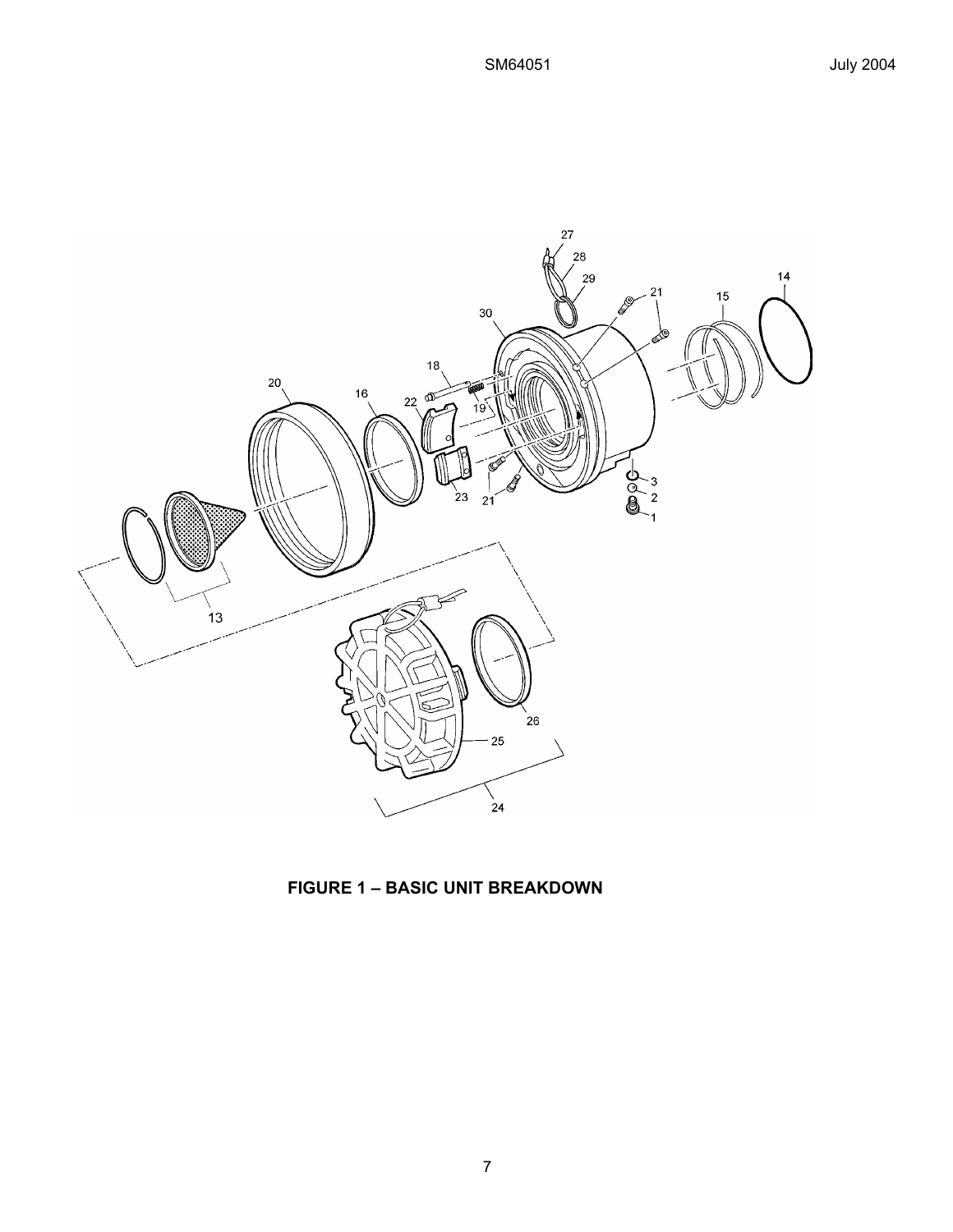**FIGURE 1 – BASIC UNIT BREAKDOWN**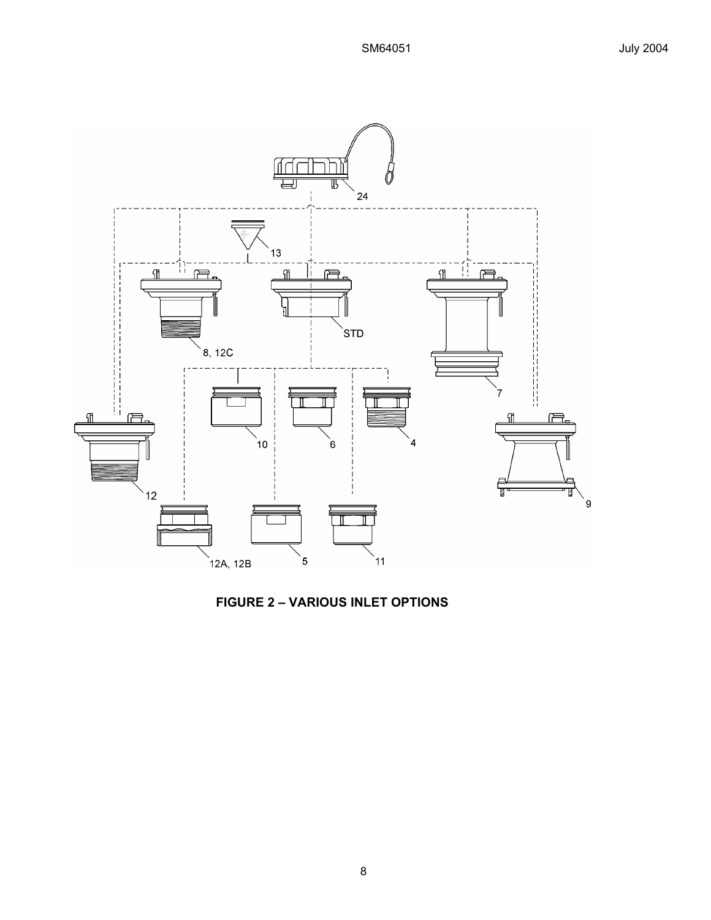**FIGURE 2 – VARIOUS INLET OPTIONS**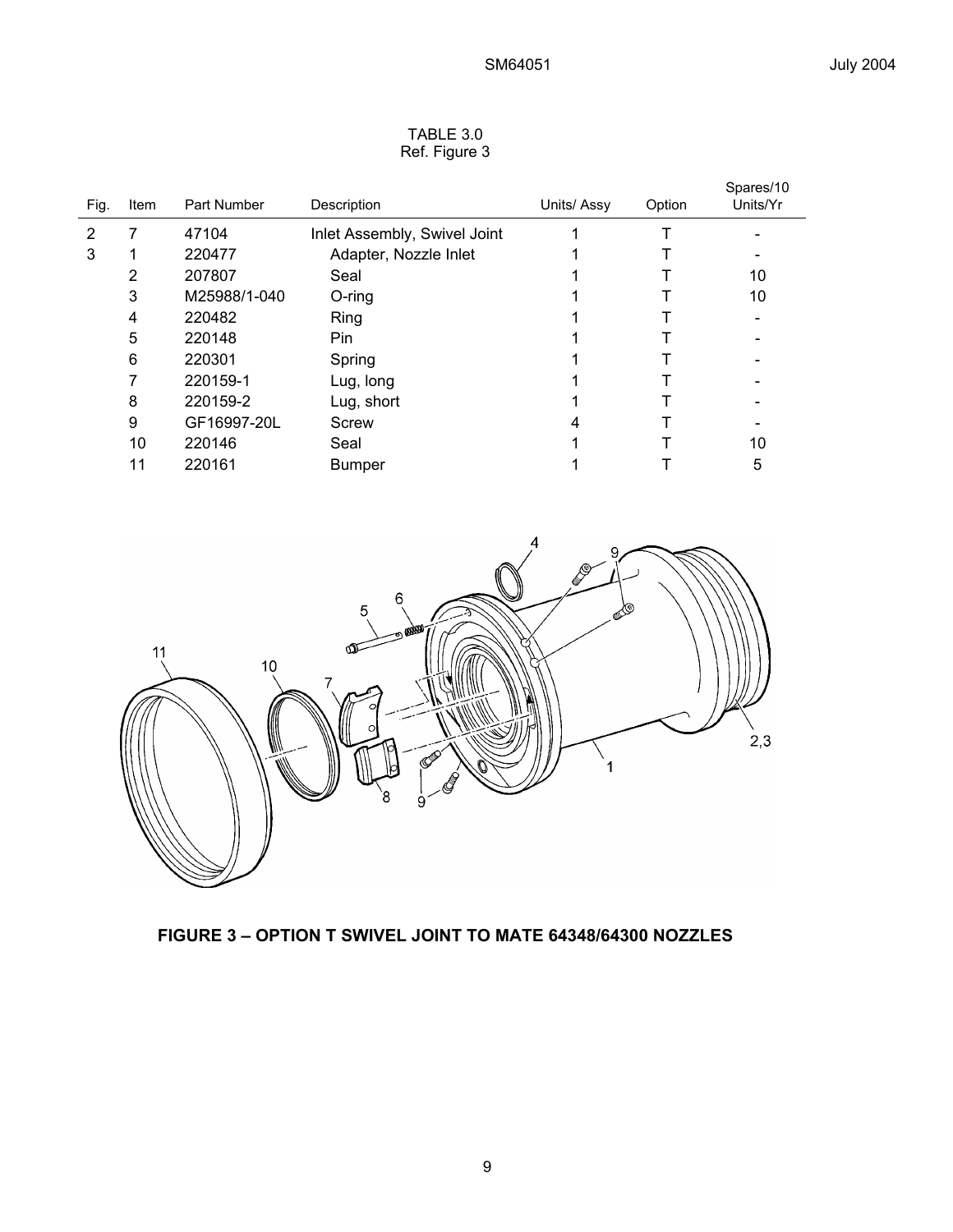TABLE 3.0
Ref. Figure 3

| Fig. | Item | Part Number | Description | Units/ Assy | Option | Spares/10 Units/Yr |
|---|---|---|---|---|---|---|
| 2 | 7 | 47104 | Inlet Assembly, Swivel Joint | 1 | T | - |
| 3 | 1 | 220477 | Adapter, Nozzle Inlet | 1 | T | - |
| | 2 | 207807 | Seal | 1 | T | 10 |
| | 3 | M25988/1-040 | O-ring | 1 | T | 10 |
| | 4 | 220482 | Ring | 1 | T | - |
| | 5 | 220148 | Pin | 1 | T | - |
| | 6 | 220301 | Spring | 1 | T | - |
| | 7 | 220159-1 | Lug, long | 1 | T | - |
| | 8 | 220159-2 | Lug, short | 1 | T | - |
| | 9 | GF16997-20L | Screw | 4 | T | - |
| | 10 | 220146 | Seal | 1 | T | 10 |
| | 11 | 220161 | Bumper | 1 | T | 5 |

**FIGURE 3 – OPTION T SWIVEL JOINT TO MATE 64348/64300 NOZZLES**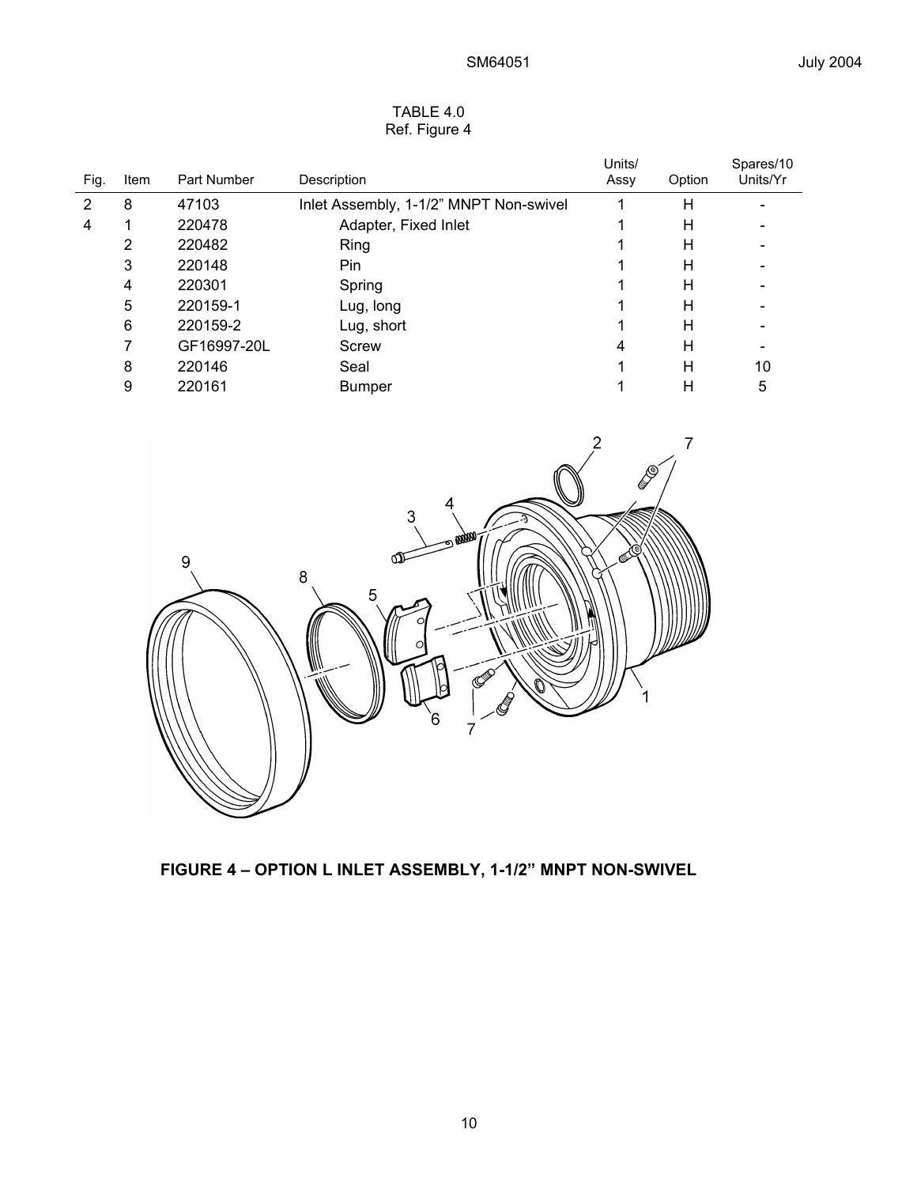TABLE 4.0
Ref. Figure 4

| Fig. | Item | Part Number | Description | Units/ Assy | Option | Spares/10 Units/Yr |
|---|---|---|---|---|---|---|
| 2 | 8 | 47103 | Inlet Assembly, 1-1/2" MNPT Non-swivel | 1 | H | - |
| 4 | 1 | 220478 | Adapter, Fixed Inlet | 1 | H | - |
| | 2 | 220482 | Ring | 1 | H | - |
| | 3 | 220148 | Pin | 1 | H | - |
| | 4 | 220301 | Spring | 1 | H | - |
| | 5 | 220159-1 | Lug, long | 1 | H | - |
| | 6 | 220159-2 | Lug, short | 1 | H | - |
| | 7 | GF16997-20L | Screw | 4 | H | - |
| | 8 | 220146 | Seal | 1 | H | 10 |
| | 9 | 220161 | Bumper | 1 | H | 5 |

**FIGURE 4 – OPTION L INLET ASSEMBLY, 1-1/2" MNPT NON-SWIVEL**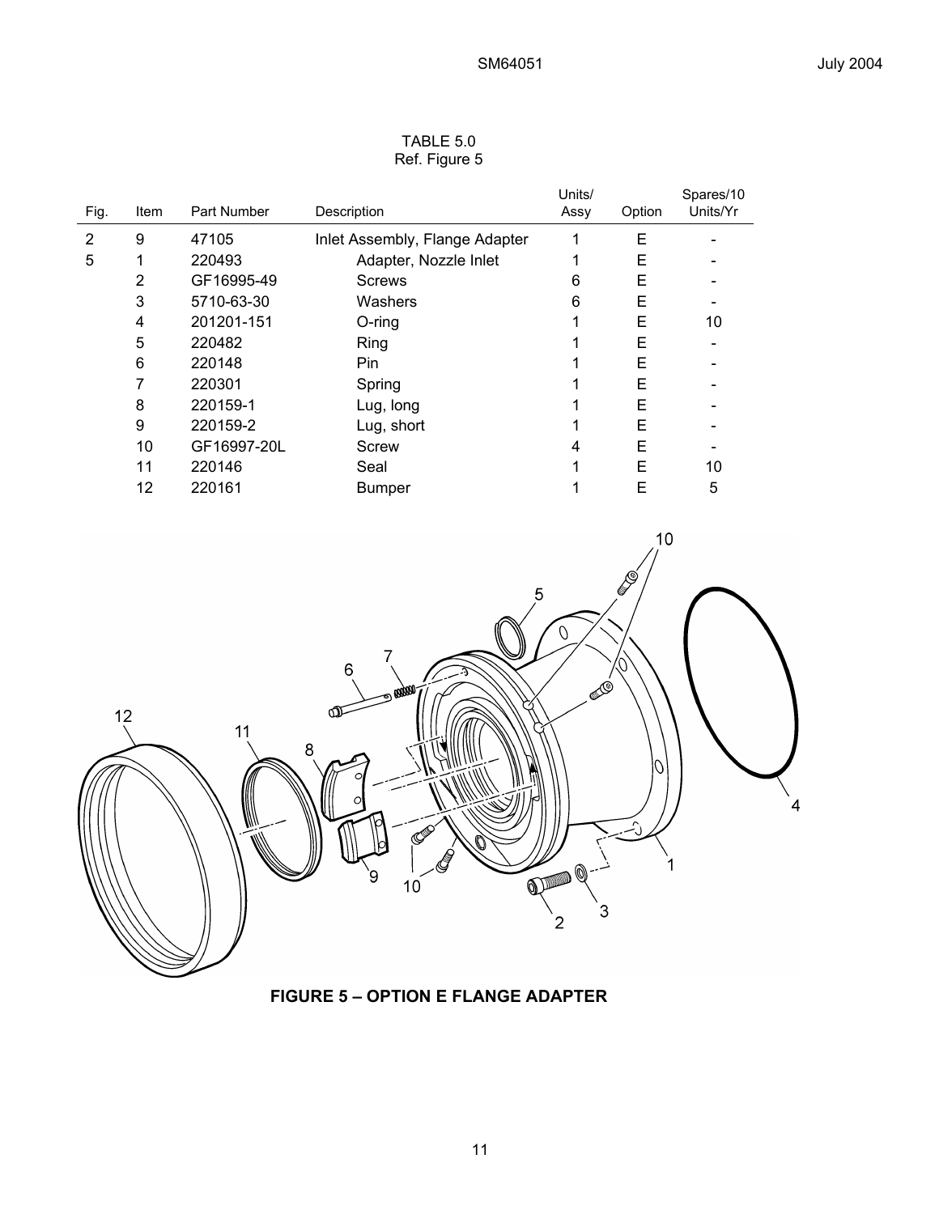TABLE 5.0
Ref. Figure 5

| Fig. | Item | Part Number | Description | Units/ Assy | Option | Spares/10 Units/Yr |
|---|---|---|---|---|---|---|
| 2 | 9 | 47105 | Inlet Assembly, Flange Adapter | 1 | E | - |
| 5 | 1 | 220493 | Adapter, Nozzle Inlet | 1 | E | - |
| | 2 | GF16995-49 | Screws | 6 | E | - |
| | 3 | 5710-63-30 | Washers | 6 | E | - |
| | 4 | 201201-151 | O-ring | 1 | E | 10 |
| | 5 | 220482 | Ring | 1 | E | - |
| | 6 | 220148 | Pin | 1 | E | - |
| | 7 | 220301 | Spring | 1 | E | - |
| | 8 | 220159-1 | Lug, long | 1 | E | - |
| | 9 | 220159-2 | Lug, short | 1 | E | - |
| | 10 | GF16997-20L | Screw | 4 | E | - |
| | 11 | 220146 | Seal | 1 | E | 10 |
| | 12 | 220161 | Bumper | 1 | E | 5 |

**FIGURE 5 – OPTION E FLANGE ADAPTER**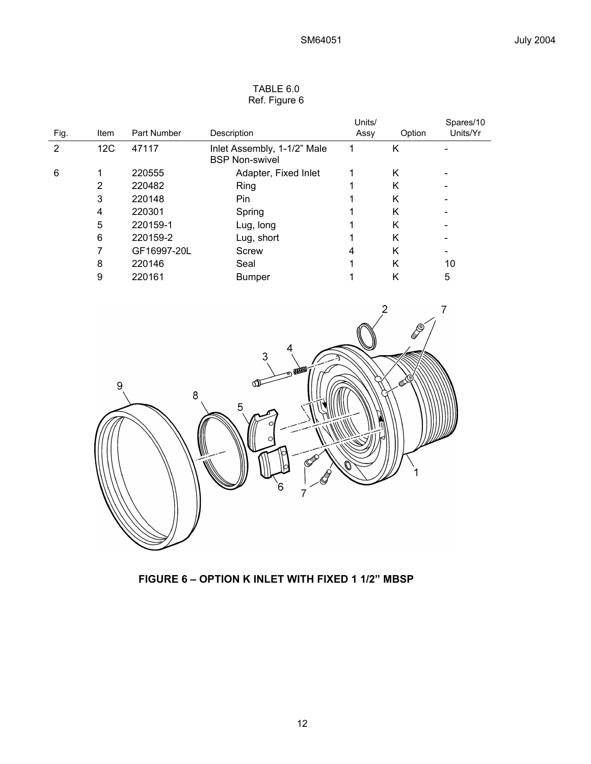TABLE 6.0
Ref. Figure 6

| Fig. | Item | Part Number | Description | Units/ Assy | Option | Spares/10 Units/Yr |
|---|---|---|---|---|---|---|
| 2 | 12C | 47117 | Inlet Assembly, 1-1/2" Male BSP Non-swivel | 1 | K | - |
| 6 | 1 | 220555 | Adapter, Fixed Inlet | 1 | K | - |
| | 2 | 220482 | Ring | 1 | K | - |
| | 3 | 220148 | Pin | 1 | K | - |
| | 4 | 220301 | Spring | 1 | K | - |
| | 5 | 220159-1 | Lug, long | 1 | K | - |
| | 6 | 220159-2 | Lug, short | 1 | K | - |
| | 7 | GF16997-20L | Screw | 4 | K | - |
| | 8 | 220146 | Seal | 1 | K | 10 |
| | 9 | 220161 | Bumper | 1 | K | 5 |

**FIGURE 6 – OPTION K INLET WITH FIXED 1 1/2" MBSP**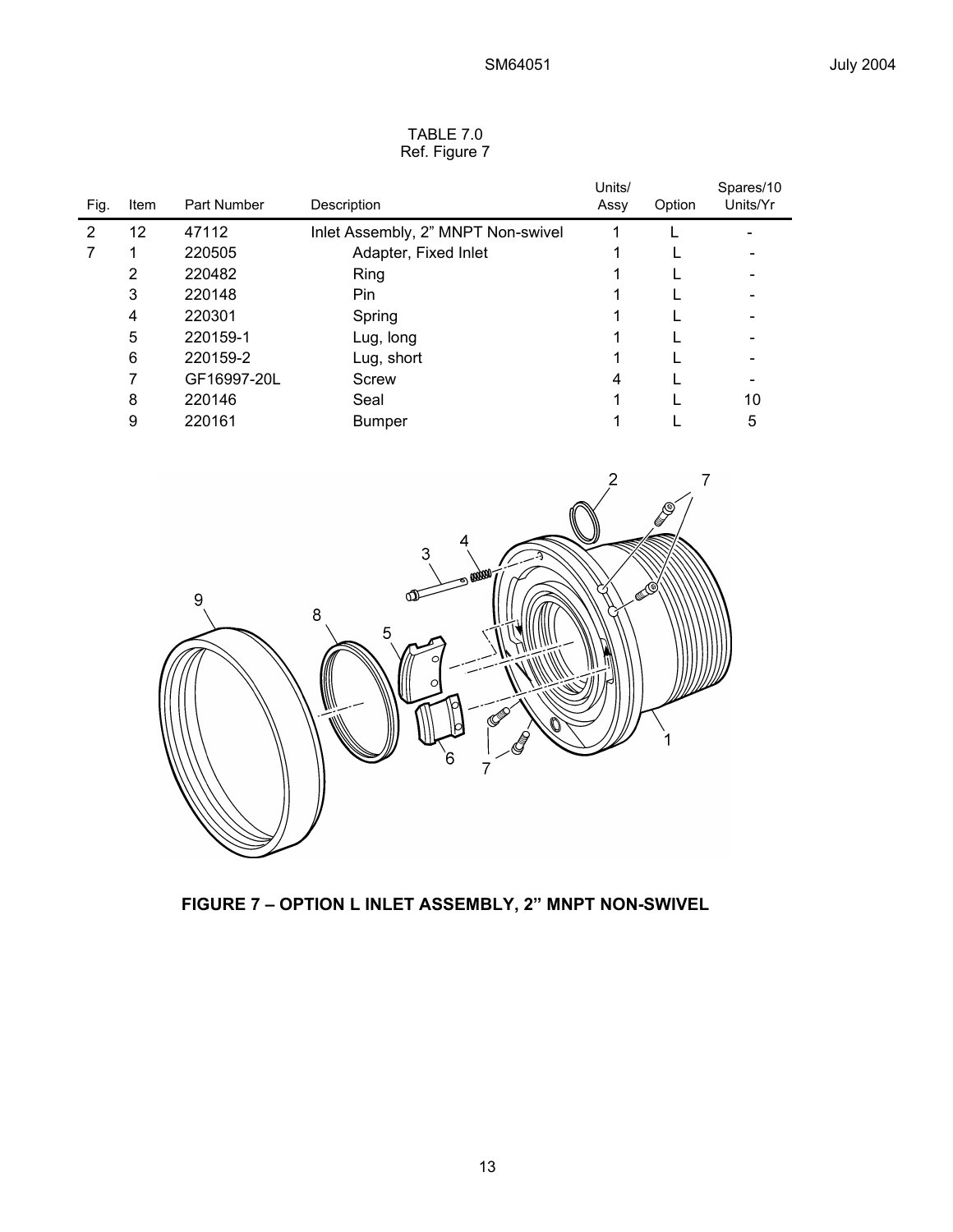TABLE 7.0
Ref. Figure 7

| Fig. | Item | Part Number | Description | Units/ Assy | Option | Spares/10 Units/Yr |
|---|---|---|---|---|---|---|
| 2 | 12 | 47112 | Inlet Assembly, 2" MNPT Non-swivel | 1 | L | - |
| 7 | 1 | 220505 | Adapter, Fixed Inlet | 1 | L | - |
| | 2 | 220482 | Ring | 1 | L | - |
| | 3 | 220148 | Pin | 1 | L | - |
| | 4 | 220301 | Spring | 1 | L | - |
| | 5 | 220159-1 | Lug, long | 1 | L | - |
| | 6 | 220159-2 | Lug, short | 1 | L | - |
| | 7 | GF16997-20L | Screw | 4 | L | - |
| | 8 | 220146 | Seal | 1 | L | 10 |
| | 9 | 220161 | Bumper | 1 | L | 5 |

**FIGURE 7 – OPTION L INLET ASSEMBLY, 2" MNPT NON-SWIVEL**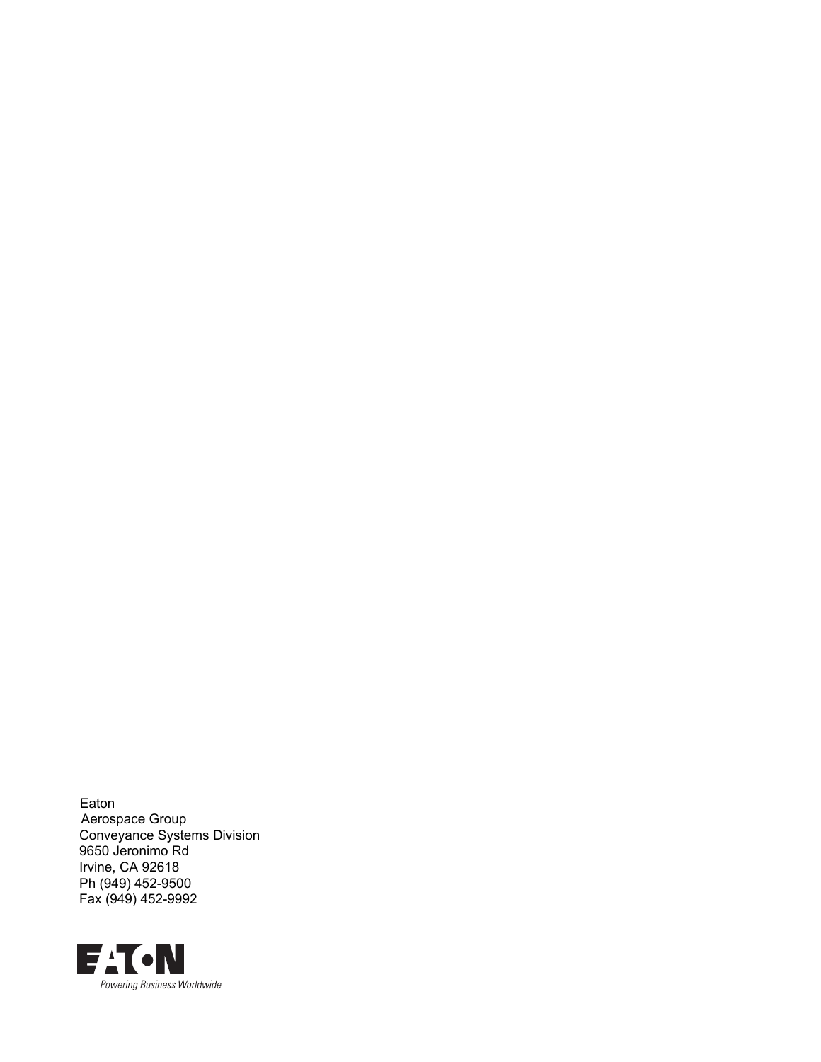Eaton
Aerospace Group
Conveyance Systems Division
9650 Jeronimo Rd
Irvine, CA 92618
Ph (949) 452-9500
Fax (949) 452-9992

EATON
*Powering Business Worldwide*